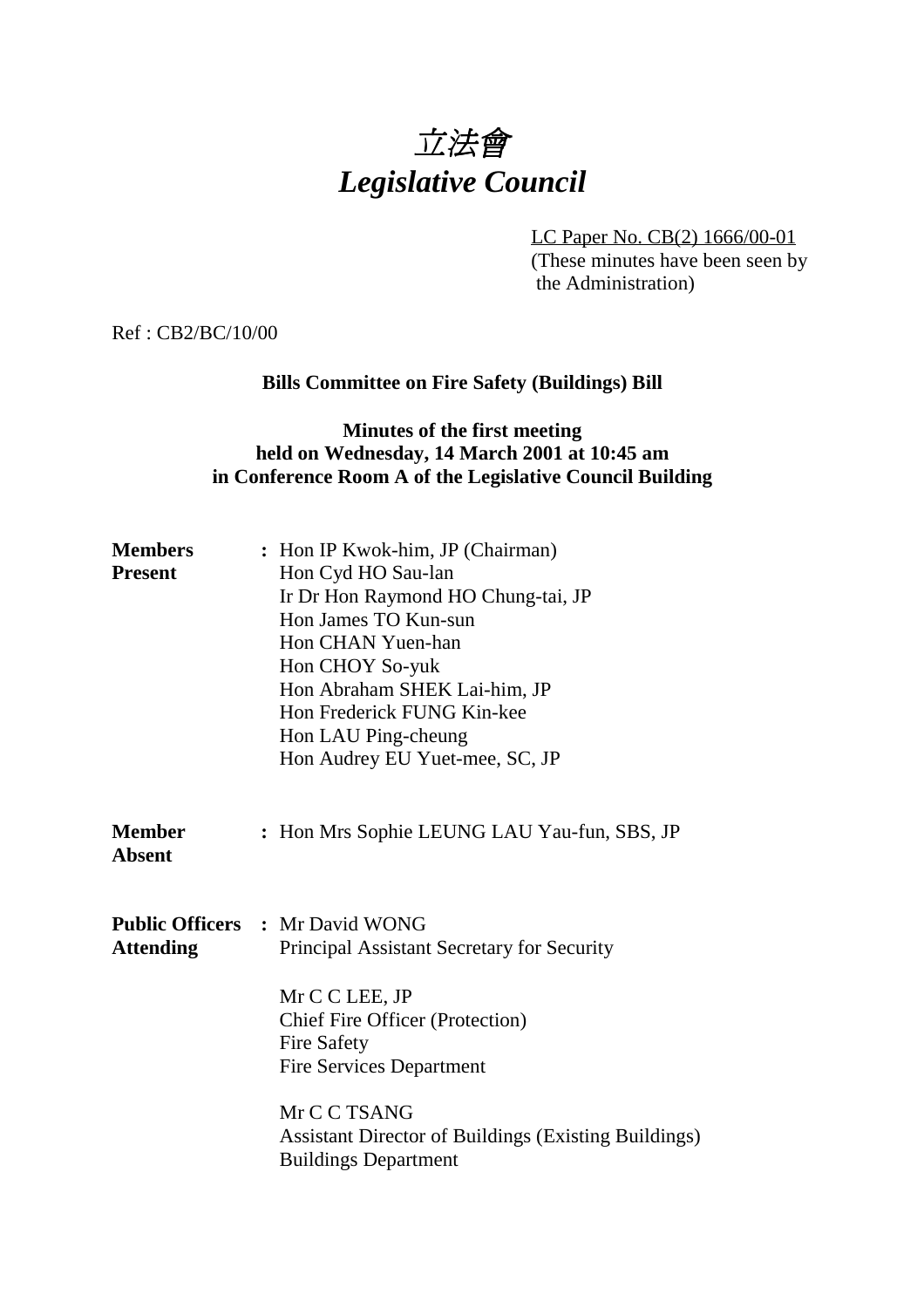# *立法會*
# *Legislative Council*

LC Paper No. CB(2) 1666/00-01
(These minutes have been seen by the Administration)

Ref : CB2/BC/10/00

**Bills Committee on Fire Safety (Buildings) Bill**

**Minutes of the first meeting held on Wednesday, 14 March 2001 at 10:45 am in Conference Room A of the Legislative Council Building**

**Members Present** : Hon IP Kwok-him, JP (Chairman)
Hon Cyd HO Sau-lan
Ir Dr Hon Raymond HO Chung-tai, JP
Hon James TO Kun-sun
Hon CHAN Yuen-han
Hon CHOY So-yuk
Hon Abraham SHEK Lai-him, JP
Hon Frederick FUNG Kin-kee
Hon LAU Ping-cheung
Hon Audrey EU Yuet-mee, SC, JP

**Member Absent** : Hon Mrs Sophie LEUNG LAU Yau-fun, SBS, JP

**Public Officers Attending** : Mr David WONG
Principal Assistant Secretary for Security

Mr C C LEE, JP
Chief Fire Officer (Protection)
Fire Safety
Fire Services Department

Mr C C TSANG
Assistant Director of Buildings (Existing Buildings)
Buildings Department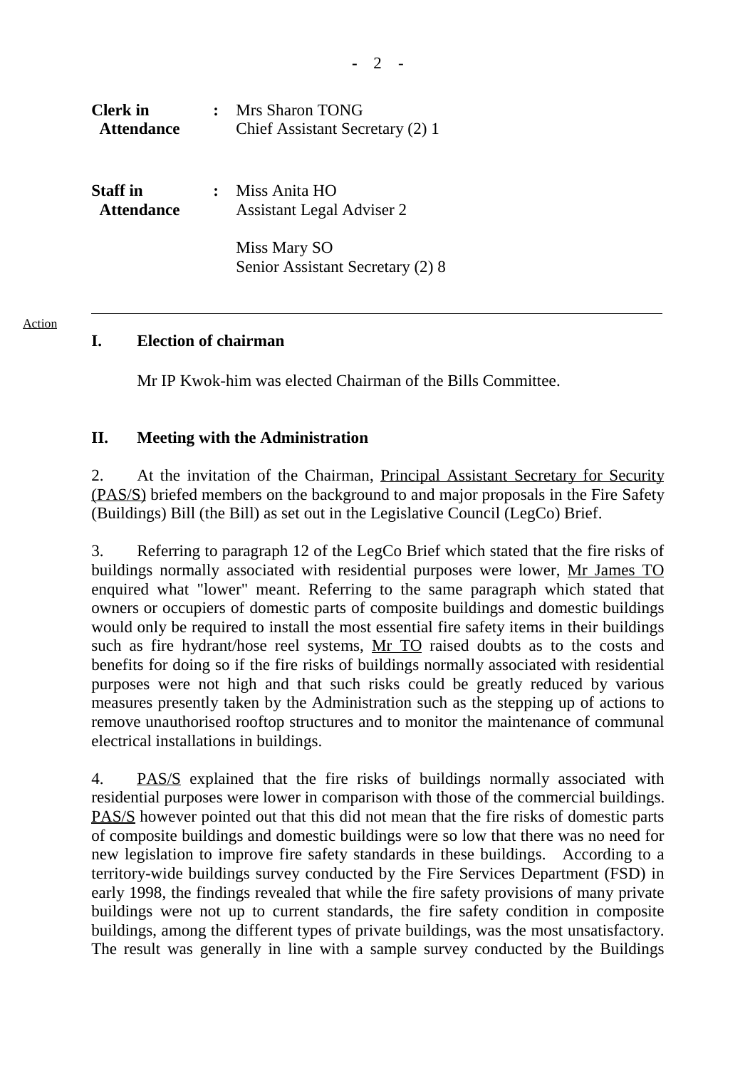| | | |
|---|---|---|
| **Clerk in Attendance** | : | Mrs Sharon TONG<br>Chief Assistant Secretary (2) 1 |
| **Staff in Attendance** | : | Miss Anita HO<br>Assistant Legal Adviser 2<br><br>Miss Mary SO<br>Senior Assistant Secretary (2) 8 |

---

Action

## I. Election of chairman

Mr IP Kwok-him was elected Chairman of the Bills Committee.

## II. Meeting with the Administration

2. At the invitation of the Chairman, Principal Assistant Secretary for Security (PAS/S) briefed members on the background to and major proposals in the Fire Safety (Buildings) Bill (the Bill) as set out in the Legislative Council (LegCo) Brief.

3. Referring to paragraph 12 of the LegCo Brief which stated that the fire risks of buildings normally associated with residential purposes were lower, Mr James TO enquired what "lower" meant. Referring to the same paragraph which stated that owners or occupiers of domestic parts of composite buildings and domestic buildings would only be required to install the most essential fire safety items in their buildings such as fire hydrant/hose reel systems, Mr TO raised doubts as to the costs and benefits for doing so if the fire risks of buildings normally associated with residential purposes were not high and that such risks could be greatly reduced by various measures presently taken by the Administration such as the stepping up of actions to remove unauthorised rooftop structures and to monitor the maintenance of communal electrical installations in buildings.

4. PAS/S explained that the fire risks of buildings normally associated with residential purposes were lower in comparison with those of the commercial buildings. PAS/S however pointed out that this did not mean that the fire risks of domestic parts of composite buildings and domestic buildings were so low that there was no need for new legislation to improve fire safety standards in these buildings. According to a territory-wide buildings survey conducted by the Fire Services Department (FSD) in early 1998, the findings revealed that while the fire safety provisions of many private buildings were not up to current standards, the fire safety condition in composite buildings, among the different types of private buildings, was the most unsatisfactory. The result was generally in line with a sample survey conducted by the Buildings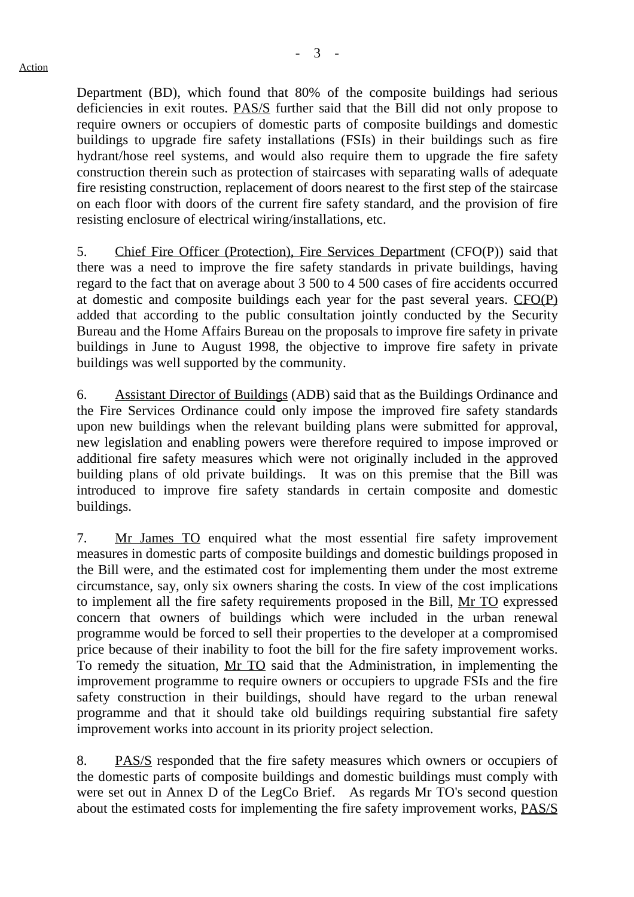Department (BD), which found that 80% of the composite buildings had serious deficiencies in exit routes. PAS/S further said that the Bill did not only propose to require owners or occupiers of domestic parts of composite buildings and domestic buildings to upgrade fire safety installations (FSIs) in their buildings such as fire hydrant/hose reel systems, and would also require them to upgrade the fire safety construction therein such as protection of staircases with separating walls of adequate fire resisting construction, replacement of doors nearest to the first step of the staircase on each floor with doors of the current fire safety standard, and the provision of fire resisting enclosure of electrical wiring/installations, etc.

5. Chief Fire Officer (Protection), Fire Services Department (CFO(P)) said that there was a need to improve the fire safety standards in private buildings, having regard to the fact that on average about 3 500 to 4 500 cases of fire accidents occurred at domestic and composite buildings each year for the past several years. CFO(P) added that according to the public consultation jointly conducted by the Security Bureau and the Home Affairs Bureau on the proposals to improve fire safety in private buildings in June to August 1998, the objective to improve fire safety in private buildings was well supported by the community.

6. Assistant Director of Buildings (ADB) said that as the Buildings Ordinance and the Fire Services Ordinance could only impose the improved fire safety standards upon new buildings when the relevant building plans were submitted for approval, new legislation and enabling powers were therefore required to impose improved or additional fire safety measures which were not originally included in the approved building plans of old private buildings. It was on this premise that the Bill was introduced to improve fire safety standards in certain composite and domestic buildings.

7. Mr James TO enquired what the most essential fire safety improvement measures in domestic parts of composite buildings and domestic buildings proposed in the Bill were, and the estimated cost for implementing them under the most extreme circumstance, say, only six owners sharing the costs. In view of the cost implications to implement all the fire safety requirements proposed in the Bill, Mr TO expressed concern that owners of buildings which were included in the urban renewal programme would be forced to sell their properties to the developer at a compromised price because of their inability to foot the bill for the fire safety improvement works. To remedy the situation, Mr TO said that the Administration, in implementing the improvement programme to require owners or occupiers to upgrade FSIs and the fire safety construction in their buildings, should have regard to the urban renewal programme and that it should take old buildings requiring substantial fire safety improvement works into account in its priority project selection.

8. PAS/S responded that the fire safety measures which owners or occupiers of the domestic parts of composite buildings and domestic buildings must comply with were set out in Annex D of the LegCo Brief. As regards Mr TO's second question about the estimated costs for implementing the fire safety improvement works, PAS/S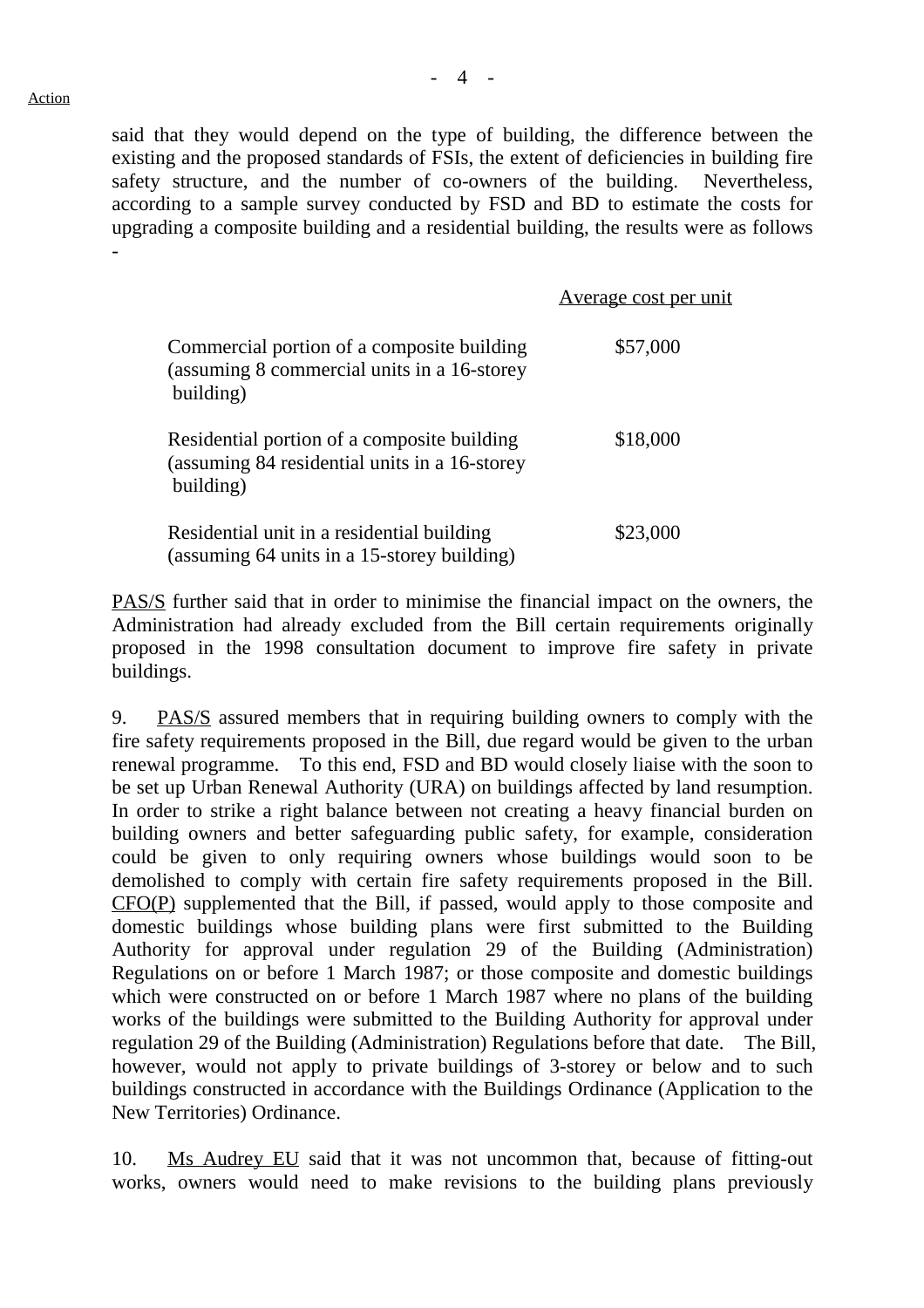Action

said that they would depend on the type of building, the difference between the existing and the proposed standards of FSIs, the extent of deficiencies in building fire safety structure, and the number of co-owners of the building. Nevertheless, according to a sample survey conducted by FSD and BD to estimate the costs for upgrading a composite building and a residential building, the results were as follows -

| | Average cost per unit |
|---|---|
| Commercial portion of a composite building (assuming 8 commercial units in a 16-storey building) | \$57,000 |
| Residential portion of a composite building (assuming 84 residential units in a 16-storey building) | \$18,000 |
| Residential unit in a residential building (assuming 64 units in a 15-storey building) | \$23,000 |

PAS/S further said that in order to minimise the financial impact on the owners, the Administration had already excluded from the Bill certain requirements originally proposed in the 1998 consultation document to improve fire safety in private buildings.

9. PAS/S assured members that in requiring building owners to comply with the fire safety requirements proposed in the Bill, due regard would be given to the urban renewal programme. To this end, FSD and BD would closely liaise with the soon to be set up Urban Renewal Authority (URA) on buildings affected by land resumption. In order to strike a right balance between not creating a heavy financial burden on building owners and better safeguarding public safety, for example, consideration could be given to only requiring owners whose buildings would soon to be demolished to comply with certain fire safety requirements proposed in the Bill. CFO(P) supplemented that the Bill, if passed, would apply to those composite and domestic buildings whose building plans were first submitted to the Building Authority for approval under regulation 29 of the Building (Administration) Regulations on or before 1 March 1987; or those composite and domestic buildings which were constructed on or before 1 March 1987 where no plans of the building works of the buildings were submitted to the Building Authority for approval under regulation 29 of the Building (Administration) Regulations before that date. The Bill, however, would not apply to private buildings of 3-storey or below and to such buildings constructed in accordance with the Buildings Ordinance (Application to the New Territories) Ordinance.

10. Ms Audrey EU said that it was not uncommon that, because of fitting-out works, owners would need to make revisions to the building plans previously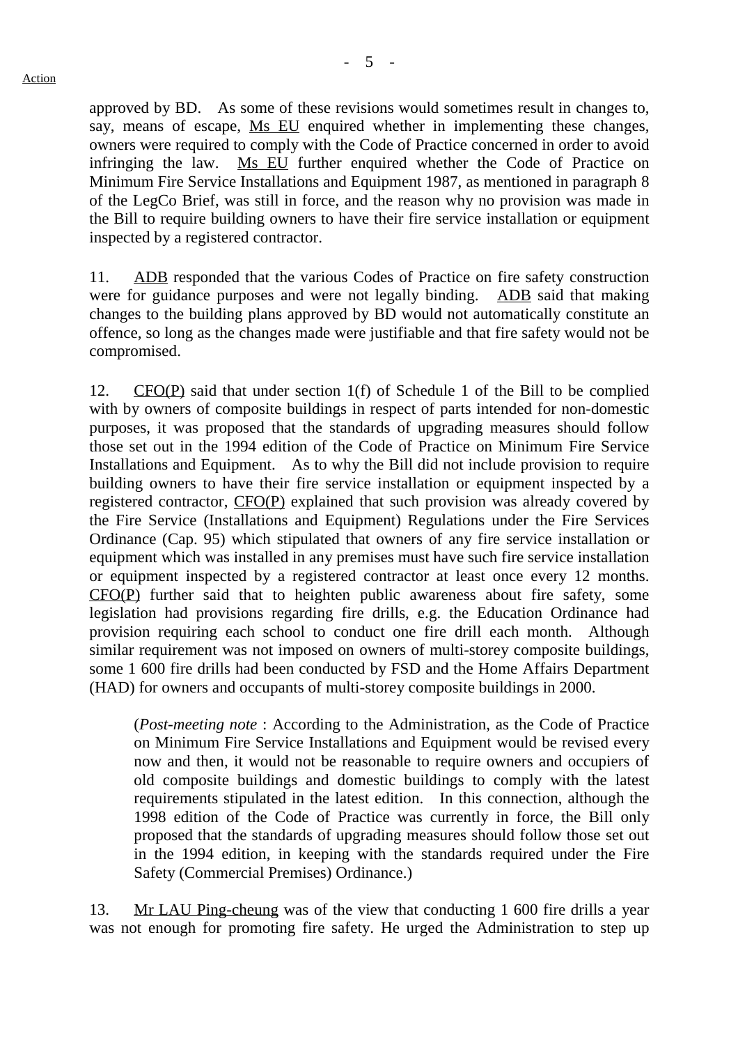approved by BD. As some of these revisions would sometimes result in changes to, say, means of escape, Ms EU enquired whether in implementing these changes, owners were required to comply with the Code of Practice concerned in order to avoid infringing the law. Ms EU further enquired whether the Code of Practice on Minimum Fire Service Installations and Equipment 1987, as mentioned in paragraph 8 of the LegCo Brief, was still in force, and the reason why no provision was made in the Bill to require building owners to have their fire service installation or equipment inspected by a registered contractor.

11. ADB responded that the various Codes of Practice on fire safety construction were for guidance purposes and were not legally binding. ADB said that making changes to the building plans approved by BD would not automatically constitute an offence, so long as the changes made were justifiable and that fire safety would not be compromised.

12. CFO(P) said that under section 1(f) of Schedule 1 of the Bill to be complied with by owners of composite buildings in respect of parts intended for non-domestic purposes, it was proposed that the standards of upgrading measures should follow those set out in the 1994 edition of the Code of Practice on Minimum Fire Service Installations and Equipment. As to why the Bill did not include provision to require building owners to have their fire service installation or equipment inspected by a registered contractor, CFO(P) explained that such provision was already covered by the Fire Service (Installations and Equipment) Regulations under the Fire Services Ordinance (Cap. 95) which stipulated that owners of any fire service installation or equipment which was installed in any premises must have such fire service installation or equipment inspected by a registered contractor at least once every 12 months. CFO(P) further said that to heighten public awareness about fire safety, some legislation had provisions regarding fire drills, e.g. the Education Ordinance had provision requiring each school to conduct one fire drill each month. Although similar requirement was not imposed on owners of multi-storey composite buildings, some 1 600 fire drills had been conducted by FSD and the Home Affairs Department (HAD) for owners and occupants of multi-storey composite buildings in 2000.

> (*Post-meeting note* : According to the Administration, as the Code of Practice on Minimum Fire Service Installations and Equipment would be revised every now and then, it would not be reasonable to require owners and occupiers of old composite buildings and domestic buildings to comply with the latest requirements stipulated in the latest edition. In this connection, although the 1998 edition of the Code of Practice was currently in force, the Bill only proposed that the standards of upgrading measures should follow those set out in the 1994 edition, in keeping with the standards required under the Fire Safety (Commercial Premises) Ordinance.)

13. Mr LAU Ping-cheung was of the view that conducting 1 600 fire drills a year was not enough for promoting fire safety. He urged the Administration to step up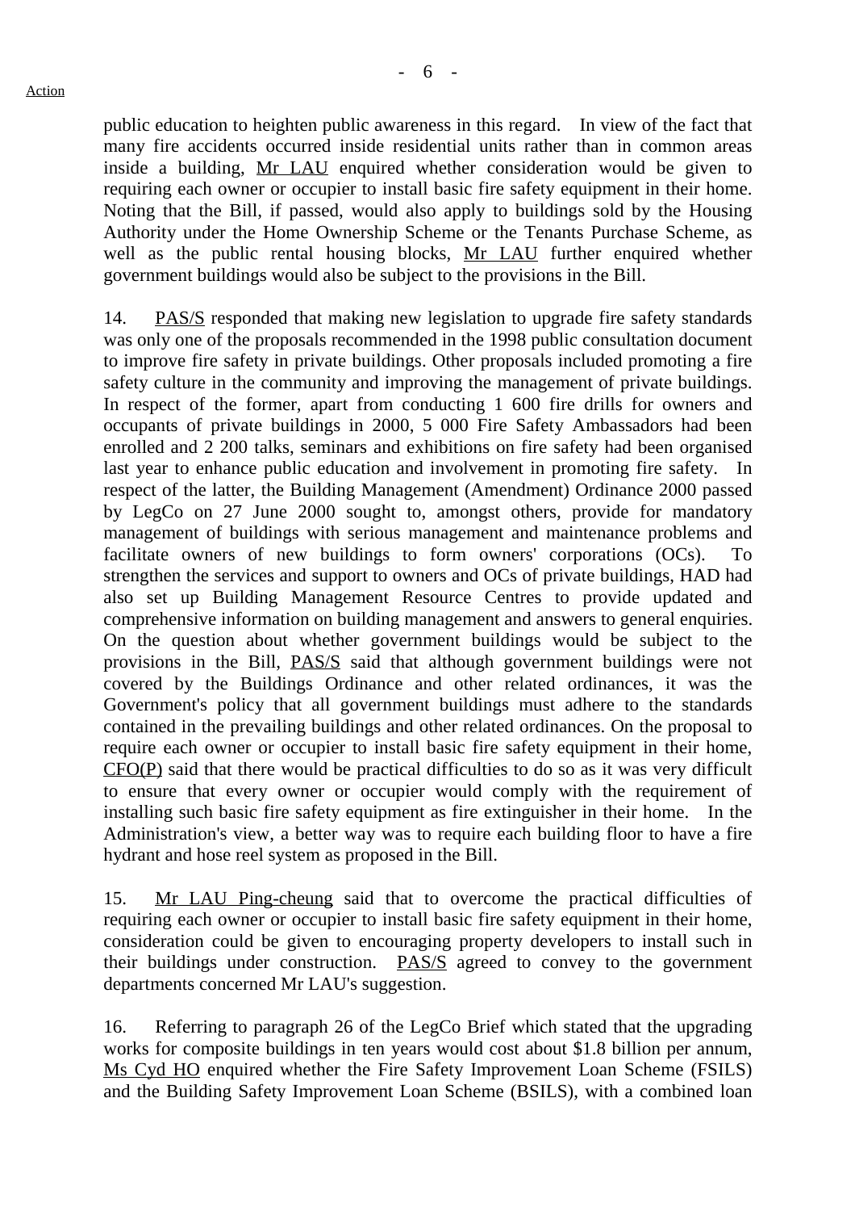public education to heighten public awareness in this regard. In view of the fact that many fire accidents occurred inside residential units rather than in common areas inside a building, Mr LAU enquired whether consideration would be given to requiring each owner or occupier to install basic fire safety equipment in their home. Noting that the Bill, if passed, would also apply to buildings sold by the Housing Authority under the Home Ownership Scheme or the Tenants Purchase Scheme, as well as the public rental housing blocks, Mr LAU further enquired whether government buildings would also be subject to the provisions in the Bill.

14. PAS/S responded that making new legislation to upgrade fire safety standards was only one of the proposals recommended in the 1998 public consultation document to improve fire safety in private buildings. Other proposals included promoting a fire safety culture in the community and improving the management of private buildings. In respect of the former, apart from conducting 1 600 fire drills for owners and occupants of private buildings in 2000, 5 000 Fire Safety Ambassadors had been enrolled and 2 200 talks, seminars and exhibitions on fire safety had been organised last year to enhance public education and involvement in promoting fire safety. In respect of the latter, the Building Management (Amendment) Ordinance 2000 passed by LegCo on 27 June 2000 sought to, amongst others, provide for mandatory management of buildings with serious management and maintenance problems and facilitate owners of new buildings to form owners' corporations (OCs). To strengthen the services and support to owners and OCs of private buildings, HAD had also set up Building Management Resource Centres to provide updated and comprehensive information on building management and answers to general enquiries. On the question about whether government buildings would be subject to the provisions in the Bill, PAS/S said that although government buildings were not covered by the Buildings Ordinance and other related ordinances, it was the Government's policy that all government buildings must adhere to the standards contained in the prevailing buildings and other related ordinances. On the proposal to require each owner or occupier to install basic fire safety equipment in their home, CFO(P) said that there would be practical difficulties to do so as it was very difficult to ensure that every owner or occupier would comply with the requirement of installing such basic fire safety equipment as fire extinguisher in their home. In the Administration's view, a better way was to require each building floor to have a fire hydrant and hose reel system as proposed in the Bill.

15. Mr LAU Ping-cheung said that to overcome the practical difficulties of requiring each owner or occupier to install basic fire safety equipment in their home, consideration could be given to encouraging property developers to install such in their buildings under construction. PAS/S agreed to convey to the government departments concerned Mr LAU's suggestion.

16. Referring to paragraph 26 of the LegCo Brief which stated that the upgrading works for composite buildings in ten years would cost about $1.8 billion per annum, Ms Cyd HO enquired whether the Fire Safety Improvement Loan Scheme (FSILS) and the Building Safety Improvement Loan Scheme (BSILS), with a combined loan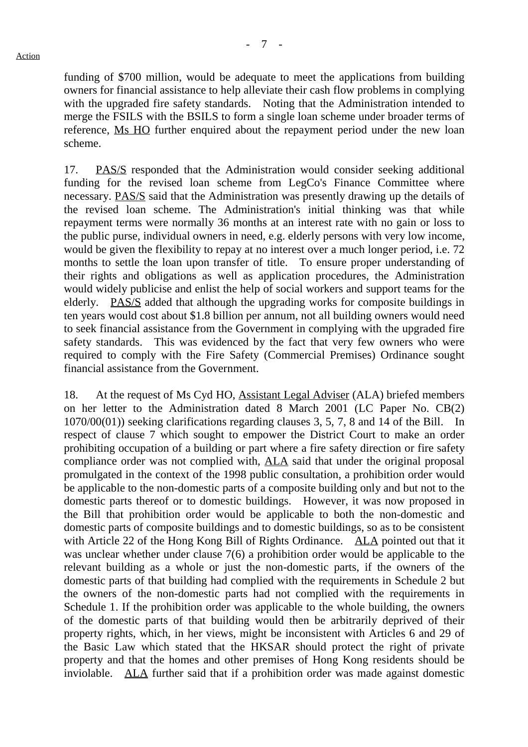funding of $700 million, would be adequate to meet the applications from building owners for financial assistance to help alleviate their cash flow problems in complying with the upgraded fire safety standards. Noting that the Administration intended to merge the FSILS with the BSILS to form a single loan scheme under broader terms of reference, Ms HO further enquired about the repayment period under the new loan scheme.

17. PAS/S responded that the Administration would consider seeking additional funding for the revised loan scheme from LegCo's Finance Committee where necessary. PAS/S said that the Administration was presently drawing up the details of the revised loan scheme. The Administration's initial thinking was that while repayment terms were normally 36 months at an interest rate with no gain or loss to the public purse, individual owners in need, e.g. elderly persons with very low income, would be given the flexibility to repay at no interest over a much longer period, i.e. 72 months to settle the loan upon transfer of title. To ensure proper understanding of their rights and obligations as well as application procedures, the Administration would widely publicise and enlist the help of social workers and support teams for the elderly. PAS/S added that although the upgrading works for composite buildings in ten years would cost about $1.8 billion per annum, not all building owners would need to seek financial assistance from the Government in complying with the upgraded fire safety standards. This was evidenced by the fact that very few owners who were required to comply with the Fire Safety (Commercial Premises) Ordinance sought financial assistance from the Government.

18. At the request of Ms Cyd HO, Assistant Legal Adviser (ALA) briefed members on her letter to the Administration dated 8 March 2001 (LC Paper No. CB(2) 1070/00(01)) seeking clarifications regarding clauses 3, 5, 7, 8 and 14 of the Bill. In respect of clause 7 which sought to empower the District Court to make an order prohibiting occupation of a building or part where a fire safety direction or fire safety compliance order was not complied with, ALA said that under the original proposal promulgated in the context of the 1998 public consultation, a prohibition order would be applicable to the non-domestic parts of a composite building only and but not to the domestic parts thereof or to domestic buildings. However, it was now proposed in the Bill that prohibition order would be applicable to both the non-domestic and domestic parts of composite buildings and to domestic buildings, so as to be consistent with Article 22 of the Hong Kong Bill of Rights Ordinance. ALA pointed out that it was unclear whether under clause 7(6) a prohibition order would be applicable to the relevant building as a whole or just the non-domestic parts, if the owners of the domestic parts of that building had complied with the requirements in Schedule 2 but the owners of the non-domestic parts had not complied with the requirements in Schedule 1. If the prohibition order was applicable to the whole building, the owners of the domestic parts of that building would then be arbitrarily deprived of their property rights, which, in her views, might be inconsistent with Articles 6 and 29 of the Basic Law which stated that the HKSAR should protect the right of private property and that the homes and other premises of Hong Kong residents should be inviolable. ALA further said that if a prohibition order was made against domestic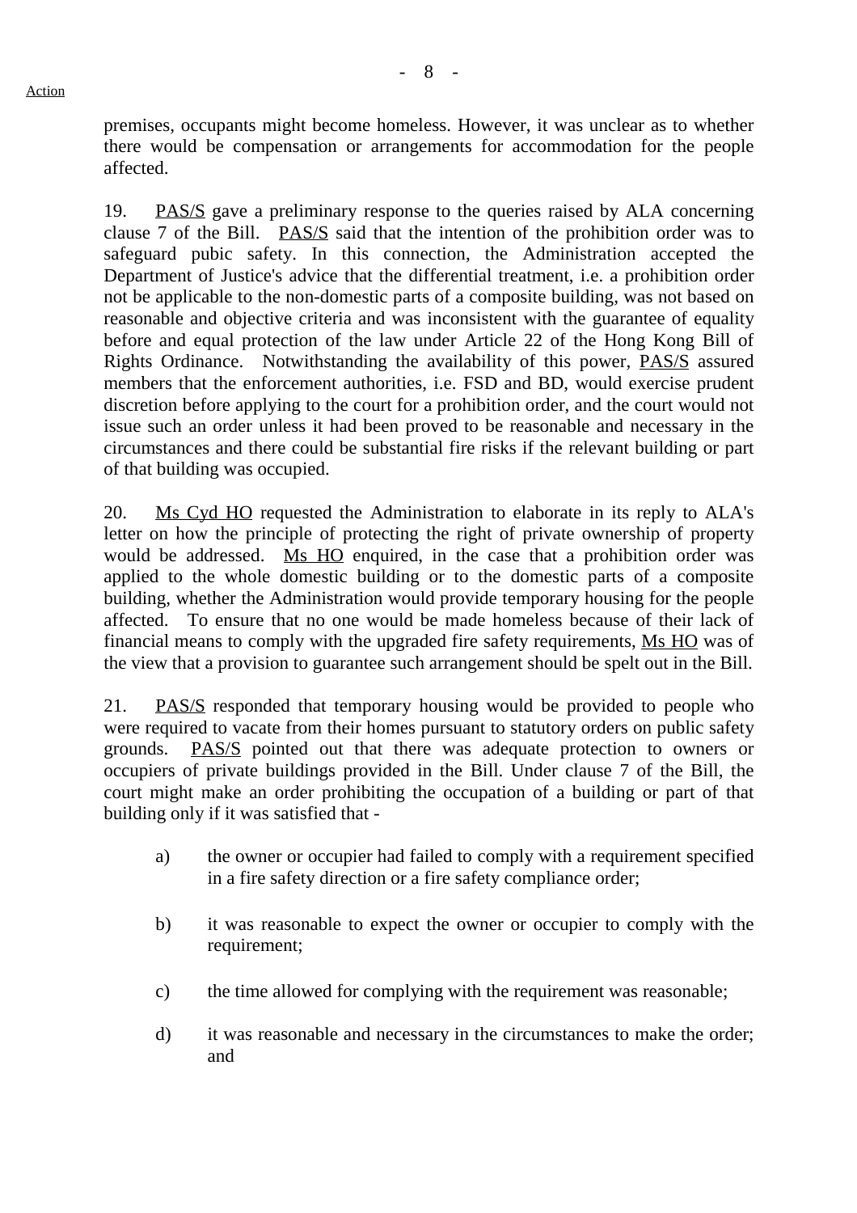premises, occupants might become homeless. However, it was unclear as to whether there would be compensation or arrangements for accommodation for the people affected.

19. PAS/S gave a preliminary response to the queries raised by ALA concerning clause 7 of the Bill. PAS/S said that the intention of the prohibition order was to safeguard pubic safety. In this connection, the Administration accepted the Department of Justice's advice that the differential treatment, i.e. a prohibition order not be applicable to the non-domestic parts of a composite building, was not based on reasonable and objective criteria and was inconsistent with the guarantee of equality before and equal protection of the law under Article 22 of the Hong Kong Bill of Rights Ordinance. Notwithstanding the availability of this power, PAS/S assured members that the enforcement authorities, i.e. FSD and BD, would exercise prudent discretion before applying to the court for a prohibition order, and the court would not issue such an order unless it had been proved to be reasonable and necessary in the circumstances and there could be substantial fire risks if the relevant building or part of that building was occupied.

20. Ms Cyd HO requested the Administration to elaborate in its reply to ALA's letter on how the principle of protecting the right of private ownership of property would be addressed. Ms HO enquired, in the case that a prohibition order was applied to the whole domestic building or to the domestic parts of a composite building, whether the Administration would provide temporary housing for the people affected. To ensure that no one would be made homeless because of their lack of financial means to comply with the upgraded fire safety requirements, Ms HO was of the view that a provision to guarantee such arrangement should be spelt out in the Bill.

21. PAS/S responded that temporary housing would be provided to people who were required to vacate from their homes pursuant to statutory orders on public safety grounds. PAS/S pointed out that there was adequate protection to owners or occupiers of private buildings provided in the Bill. Under clause 7 of the Bill, the court might make an order prohibiting the occupation of a building or part of that building only if it was satisfied that -

a) the owner or occupier had failed to comply with a requirement specified in a fire safety direction or a fire safety compliance order;

b) it was reasonable to expect the owner or occupier to comply with the requirement;

c) the time allowed for complying with the requirement was reasonable;

d) it was reasonable and necessary in the circumstances to make the order; and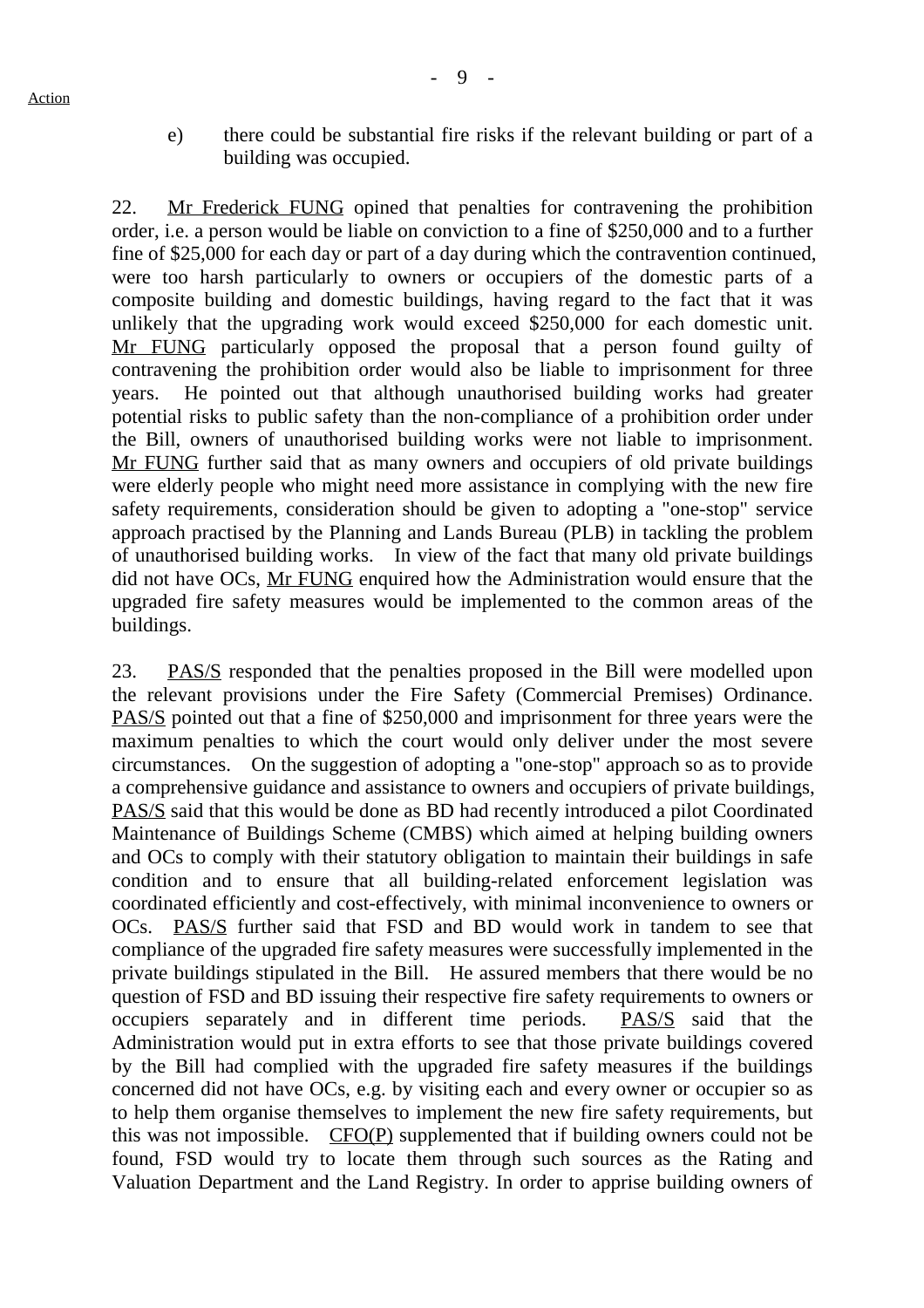Action

e) there could be substantial fire risks if the relevant building or part of a building was occupied.

22. Mr Frederick FUNG opined that penalties for contravening the prohibition order, i.e. a person would be liable on conviction to a fine of $250,000 and to a further fine of $25,000 for each day or part of a day during which the contravention continued, were too harsh particularly to owners or occupiers of the domestic parts of a composite building and domestic buildings, having regard to the fact that it was unlikely that the upgrading work would exceed $250,000 for each domestic unit. Mr FUNG particularly opposed the proposal that a person found guilty of contravening the prohibition order would also be liable to imprisonment for three years. He pointed out that although unauthorised building works had greater potential risks to public safety than the non-compliance of a prohibition order under the Bill, owners of unauthorised building works were not liable to imprisonment. Mr FUNG further said that as many owners and occupiers of old private buildings were elderly people who might need more assistance in complying with the new fire safety requirements, consideration should be given to adopting a "one-stop" service approach practised by the Planning and Lands Bureau (PLB) in tackling the problem of unauthorised building works. In view of the fact that many old private buildings did not have OCs, Mr FUNG enquired how the Administration would ensure that the upgraded fire safety measures would be implemented to the common areas of the buildings.

23. PAS/S responded that the penalties proposed in the Bill were modelled upon the relevant provisions under the Fire Safety (Commercial Premises) Ordinance. PAS/S pointed out that a fine of $250,000 and imprisonment for three years were the maximum penalties to which the court would only deliver under the most severe circumstances. On the suggestion of adopting a "one-stop" approach so as to provide a comprehensive guidance and assistance to owners and occupiers of private buildings, PAS/S said that this would be done as BD had recently introduced a pilot Coordinated Maintenance of Buildings Scheme (CMBS) which aimed at helping building owners and OCs to comply with their statutory obligation to maintain their buildings in safe condition and to ensure that all building-related enforcement legislation was coordinated efficiently and cost-effectively, with minimal inconvenience to owners or OCs. PAS/S further said that FSD and BD would work in tandem to see that compliance of the upgraded fire safety measures were successfully implemented in the private buildings stipulated in the Bill. He assured members that there would be no question of FSD and BD issuing their respective fire safety requirements to owners or occupiers separately and in different time periods. PAS/S said that the Administration would put in extra efforts to see that those private buildings covered by the Bill had complied with the upgraded fire safety measures if the buildings concerned did not have OCs, e.g. by visiting each and every owner or occupier so as to help them organise themselves to implement the new fire safety requirements, but this was not impossible. CFO(P) supplemented that if building owners could not be found, FSD would try to locate them through such sources as the Rating and Valuation Department and the Land Registry. In order to apprise building owners of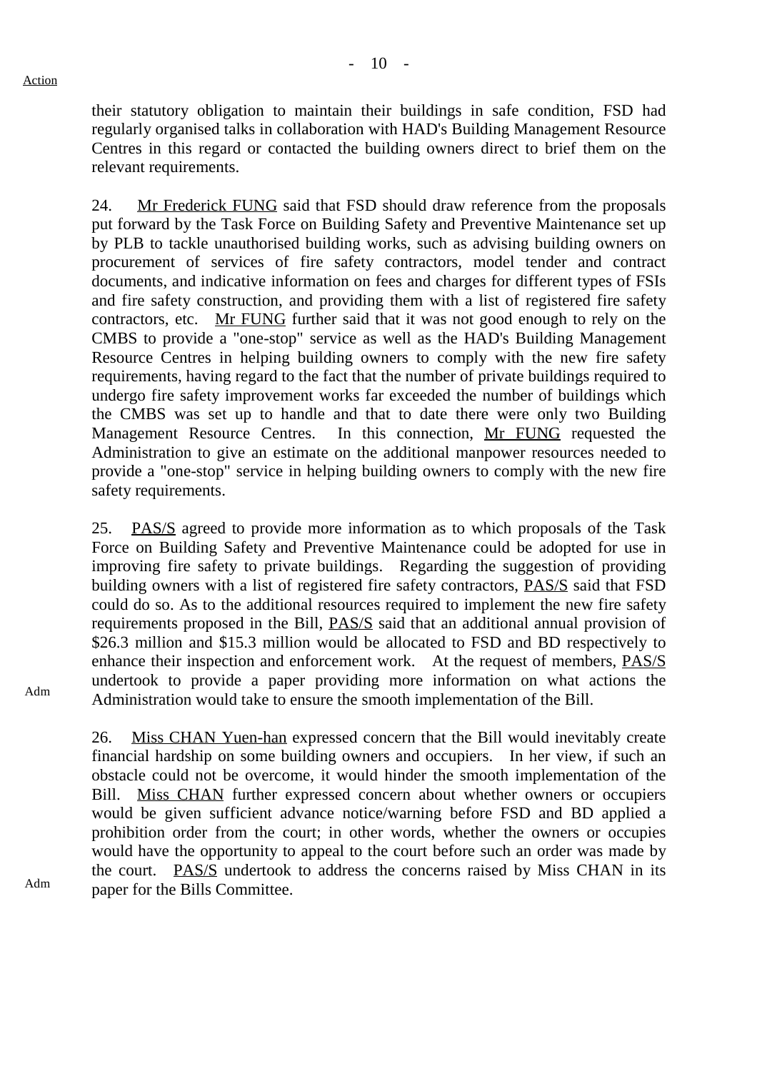their statutory obligation to maintain their buildings in safe condition, FSD had regularly organised talks in collaboration with HAD's Building Management Resource Centres in this regard or contacted the building owners direct to brief them on the relevant requirements.

24. Mr Frederick FUNG said that FSD should draw reference from the proposals put forward by the Task Force on Building Safety and Preventive Maintenance set up by PLB to tackle unauthorised building works, such as advising building owners on procurement of services of fire safety contractors, model tender and contract documents, and indicative information on fees and charges for different types of FSIs and fire safety construction, and providing them with a list of registered fire safety contractors, etc. Mr FUNG further said that it was not good enough to rely on the CMBS to provide a "one-stop" service as well as the HAD's Building Management Resource Centres in helping building owners to comply with the new fire safety requirements, having regard to the fact that the number of private buildings required to undergo fire safety improvement works far exceeded the number of buildings which the CMBS was set up to handle and that to date there were only two Building Management Resource Centres. In this connection, Mr FUNG requested the Administration to give an estimate on the additional manpower resources needed to provide a "one-stop" service in helping building owners to comply with the new fire safety requirements.

25. PAS/S agreed to provide more information as to which proposals of the Task Force on Building Safety and Preventive Maintenance could be adopted for use in improving fire safety to private buildings. Regarding the suggestion of providing building owners with a list of registered fire safety contractors, PAS/S said that FSD could do so. As to the additional resources required to implement the new fire safety requirements proposed in the Bill, PAS/S said that an additional annual provision of $26.3 million and $15.3 million would be allocated to FSD and BD respectively to enhance their inspection and enforcement work. At the request of members, PAS/S undertook to provide a paper providing more information on what actions the Administration would take to ensure the smooth implementation of the Bill. **Adm**

26. Miss CHAN Yuen-han expressed concern that the Bill would inevitably create financial hardship on some building owners and occupiers. In her view, if such an obstacle could not be overcome, it would hinder the smooth implementation of the Bill. Miss CHAN further expressed concern about whether owners or occupiers would be given sufficient advance notice/warning before FSD and BD applied a prohibition order from the court; in other words, whether the owners or occupies would have the opportunity to appeal to the court before such an order was made by the court. PAS/S undertook to address the concerns raised by Miss CHAN in its paper for the Bills Committee. **Adm**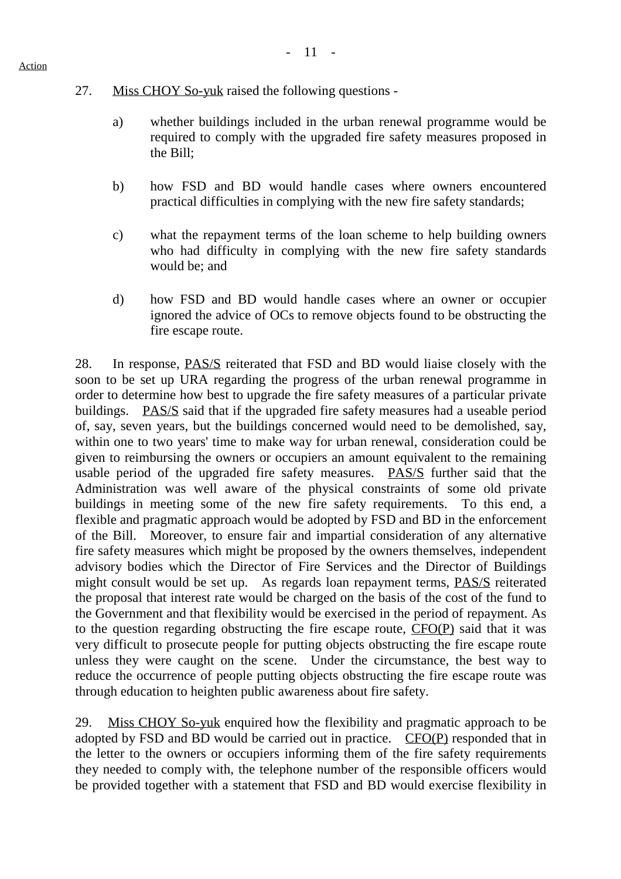Action

27. Miss CHOY So-yuk raised the following questions -

a) whether buildings included in the urban renewal programme would be required to comply with the upgraded fire safety measures proposed in the Bill;

b) how FSD and BD would handle cases where owners encountered practical difficulties in complying with the new fire safety standards;

c) what the repayment terms of the loan scheme to help building owners who had difficulty in complying with the new fire safety standards would be; and

d) how FSD and BD would handle cases where an owner or occupier ignored the advice of OCs to remove objects found to be obstructing the fire escape route.

28. In response, PAS/S reiterated that FSD and BD would liaise closely with the soon to be set up URA regarding the progress of the urban renewal programme in order to determine how best to upgrade the fire safety measures of a particular private buildings. PAS/S said that if the upgraded fire safety measures had a useable period of, say, seven years, but the buildings concerned would need to be demolished, say, within one to two years' time to make way for urban renewal, consideration could be given to reimbursing the owners or occupiers an amount equivalent to the remaining usable period of the upgraded fire safety measures. PAS/S further said that the Administration was well aware of the physical constraints of some old private buildings in meeting some of the new fire safety requirements. To this end, a flexible and pragmatic approach would be adopted by FSD and BD in the enforcement of the Bill. Moreover, to ensure fair and impartial consideration of any alternative fire safety measures which might be proposed by the owners themselves, independent advisory bodies which the Director of Fire Services and the Director of Buildings might consult would be set up. As regards loan repayment terms, PAS/S reiterated the proposal that interest rate would be charged on the basis of the cost of the fund to the Government and that flexibility would be exercised in the period of repayment. As to the question regarding obstructing the fire escape route, CFO(P) said that it was very difficult to prosecute people for putting objects obstructing the fire escape route unless they were caught on the scene. Under the circumstance, the best way to reduce the occurrence of people putting objects obstructing the fire escape route was through education to heighten public awareness about fire safety.

29. Miss CHOY So-yuk enquired how the flexibility and pragmatic approach to be adopted by FSD and BD would be carried out in practice. CFO(P) responded that in the letter to the owners or occupiers informing them of the fire safety requirements they needed to comply with, the telephone number of the responsible officers would be provided together with a statement that FSD and BD would exercise flexibility in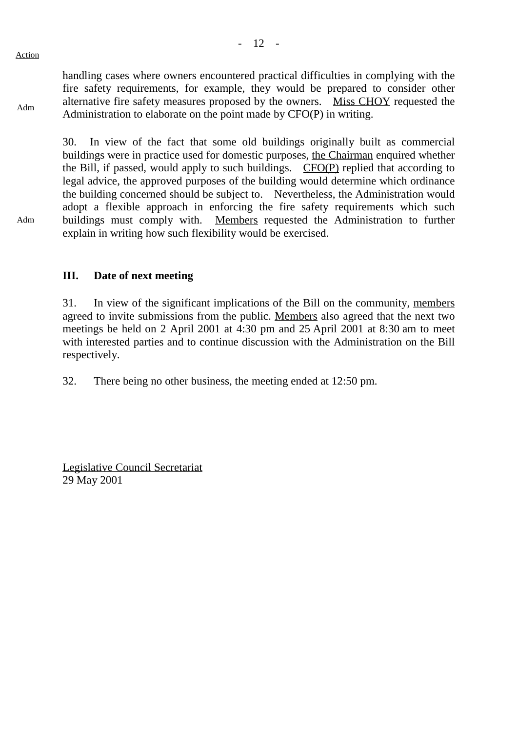Action

handling cases where owners encountered practical difficulties in complying with the fire safety requirements, for example, they would be prepared to consider other alternative fire safety measures proposed by the owners. Miss CHOY requested the Administration to elaborate on the point made by CFO(P) in writing.

Adm

30. In view of the fact that some old buildings originally built as commercial buildings were in practice used for domestic purposes, the Chairman enquired whether the Bill, if passed, would apply to such buildings. CFO(P) replied that according to legal advice, the approved purposes of the building would determine which ordinance the building concerned should be subject to. Nevertheless, the Administration would adopt a flexible approach in enforcing the fire safety requirements which such buildings must comply with. Members requested the Administration to further explain in writing how such flexibility would be exercised.

Adm

### III. Date of next meeting

31. In view of the significant implications of the Bill on the community, members agreed to invite submissions from the public. Members also agreed that the next two meetings be held on 2 April 2001 at 4:30 pm and 25 April 2001 at 8:30 am to meet with interested parties and to continue discussion with the Administration on the Bill respectively.

32. There being no other business, the meeting ended at 12:50 pm.

Legislative Council Secretariat
29 May 2001